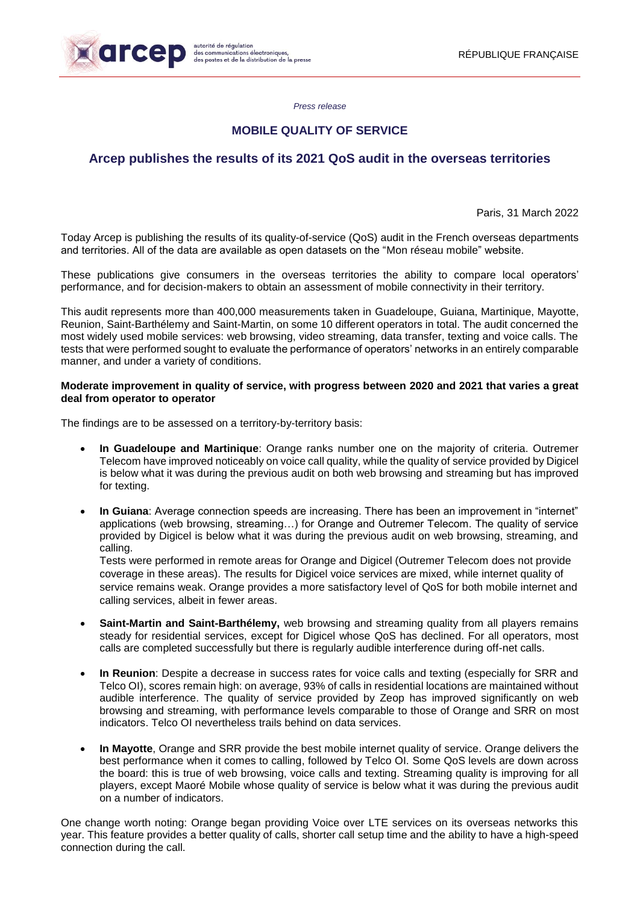*Press release*

## MOBILE QUALITY OF SERVICE

# Arcep publishes the results of its 2021 QoS audit in the overseas territories

Paris, 31 March 2022

Today Arcep is publishing the results of its quality-of-service (QoS) audit in the French overseas departments and territories. All of the data are available as open datasets on the "Mon réseau mobile" website.

These publications give consumers in the overseas territories the ability to compare local operators' performance, and for decision-makers to obtain an assessment of mobile connectivity in their territory.

This audit represents more than 400,000 measurements taken in Guadeloupe, Guiana, Martinique, Mayotte, Reunion, Saint-Barthélemy and Saint-Martin, on some 10 different operators in total. The audit concerned the most widely used mobile services: web browsing, video streaming, data transfer, texting and voice calls. The tests that were performed sought to evaluate the performance of operators' networks in an entirely comparable manner, and under a variety of conditions.

**Moderate improvement in quality of service, with progress between 2020 and 2021 that varies a great deal from operator to operator**

The findings are to be assessed on a territory-by-territory basis:

- **In Guadeloupe and Martinique**: Orange ranks number one on the majority of criteria. Outremer Telecom have improved noticeably on voice call quality, while the quality of service provided by Digicel is below what it was during the previous audit on both web browsing and streaming but has improved for texting.
- **In Guiana**: Average connection speeds are increasing. There has been an improvement in "internet" applications (web browsing, streaming…) for Orange and Outremer Telecom. The quality of service provided by Digicel is below what it was during the previous audit on web browsing, streaming, and calling.
  Tests were performed in remote areas for Orange and Digicel (Outremer Telecom does not provide coverage in these areas). The results for Digicel voice services are mixed, while internet quality of service remains weak. Orange provides a more satisfactory level of QoS for both mobile internet and calling services, albeit in fewer areas.
- **Saint-Martin and Saint-Barthélemy,** web browsing and streaming quality from all players remains steady for residential services, except for Digicel whose QoS has declined. For all operators, most calls are completed successfully but there is regularly audible interference during off-net calls.
- **In Reunion**: Despite a decrease in success rates for voice calls and texting (especially for SRR and Telco OI), scores remain high: on average, 93% of calls in residential locations are maintained without audible interference. The quality of service provided by Zeop has improved significantly on web browsing and streaming, with performance levels comparable to those of Orange and SRR on most indicators. Telco OI nevertheless trails behind on data services.
- **In Mayotte**, Orange and SRR provide the best mobile internet quality of service. Orange delivers the best performance when it comes to calling, followed by Telco OI. Some QoS levels are down across the board: this is true of web browsing, voice calls and texting. Streaming quality is improving for all players, except Maoré Mobile whose quality of service is below what it was during the previous audit on a number of indicators.

One change worth noting: Orange began providing Voice over LTE services on its overseas networks this year. This feature provides a better quality of calls, shorter call setup time and the ability to have a high-speed connection during the call.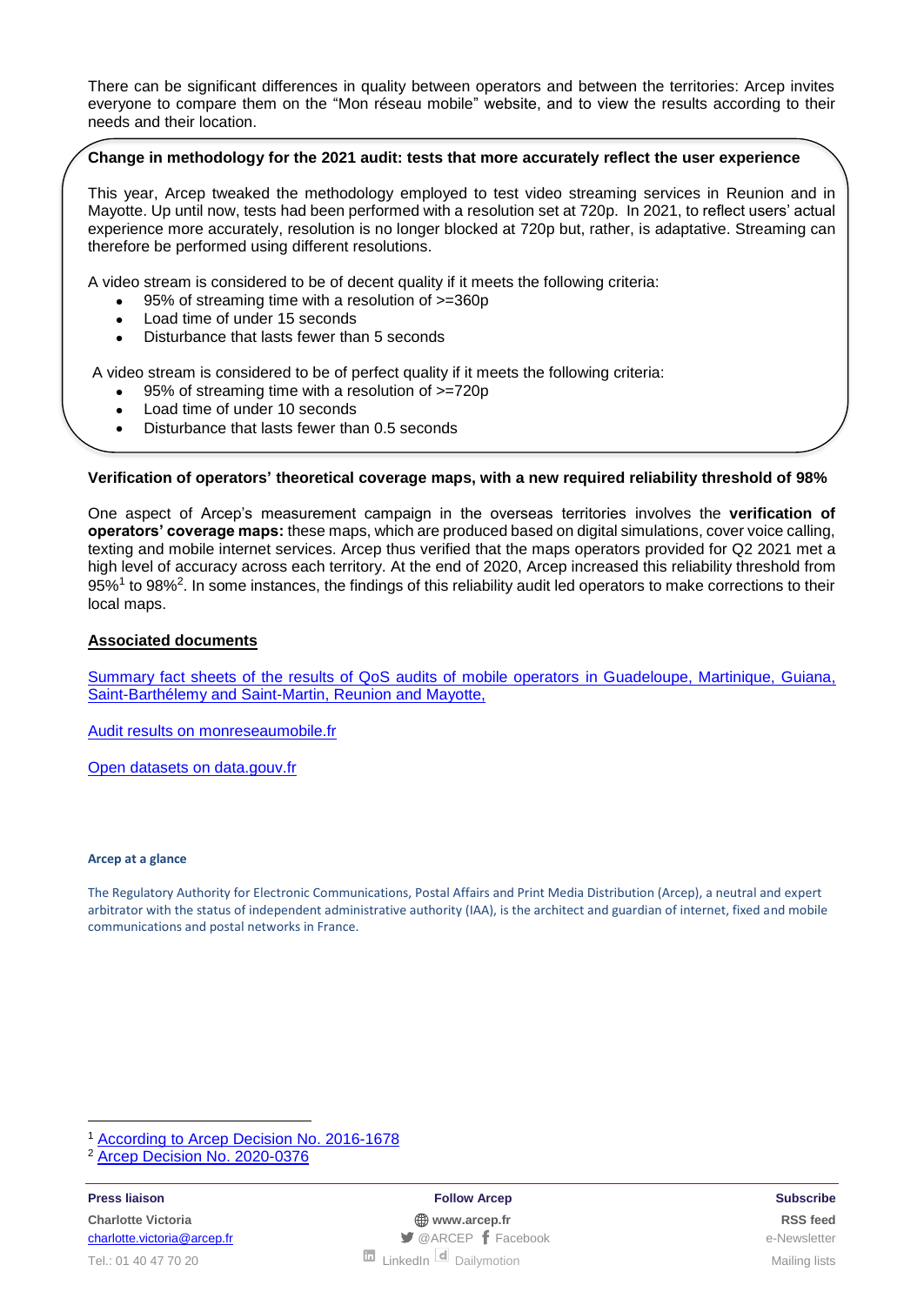There can be significant differences in quality between operators and between the territories: Arcep invites everyone to compare them on the "Mon réseau mobile" website, and to view the results according to their needs and their location.

**Change in methodology for the 2021 audit: tests that more accurately reflect the user experience**

This year, Arcep tweaked the methodology employed to test video streaming services in Reunion and in Mayotte. Up until now, tests had been performed with a resolution set at 720p. In 2021, to reflect users' actual experience more accurately, resolution is no longer blocked at 720p but, rather, is adaptative. Streaming can therefore be performed using different resolutions.

A video stream is considered to be of decent quality if it meets the following criteria:

- 95% of streaming time with a resolution of >=360p
- Load time of under 15 seconds
- Disturbance that lasts fewer than 5 seconds

A video stream is considered to be of perfect quality if it meets the following criteria:

- 95% of streaming time with a resolution of >=720p
- Load time of under 10 seconds
- Disturbance that lasts fewer than 0.5 seconds

**Verification of operators' theoretical coverage maps, with a new required reliability threshold of 98%**

One aspect of Arcep's measurement campaign in the overseas territories involves the **verification of operators' coverage maps:** these maps, which are produced based on digital simulations, cover voice calling, texting and mobile internet services. Arcep thus verified that the maps operators provided for Q2 2021 met a high level of accuracy across each territory. At the end of 2020, Arcep increased this reliability threshold from 95%[1] to 98%[2]. In some instances, the findings of this reliability audit led operators to make corrections to their local maps.

## Associated documents

Summary fact sheets of the results of QoS audits of mobile operators in Guadeloupe, Martinique, Guiana, Saint-Barthélemy and Saint-Martin, Reunion and Mayotte,

Audit results on monreseaumobile.fr

Open datasets on data.gouv.fr

**Arcep at a glance**

The Regulatory Authority for Electronic Communications, Postal Affairs and Print Media Distribution (Arcep), a neutral and expert arbitrator with the status of independent administrative authority (IAA), is the architect and guardian of internet, fixed and mobile communications and postal networks in France.

[1] According to Arcep Decision No. 2016-1678

[2] Arcep Decision No. 2020-0376

**Press liaison**
**Charlotte Victoria**
charlotte.victoria@arcep.fr
Tel.: 01 40 47 70 20

**Follow Arcep**
www.arcep.fr
@ARCEP Facebook
LinkedIn Dailymotion

**Subscribe**
**RSS feed**
e-Newsletter
Mailing lists